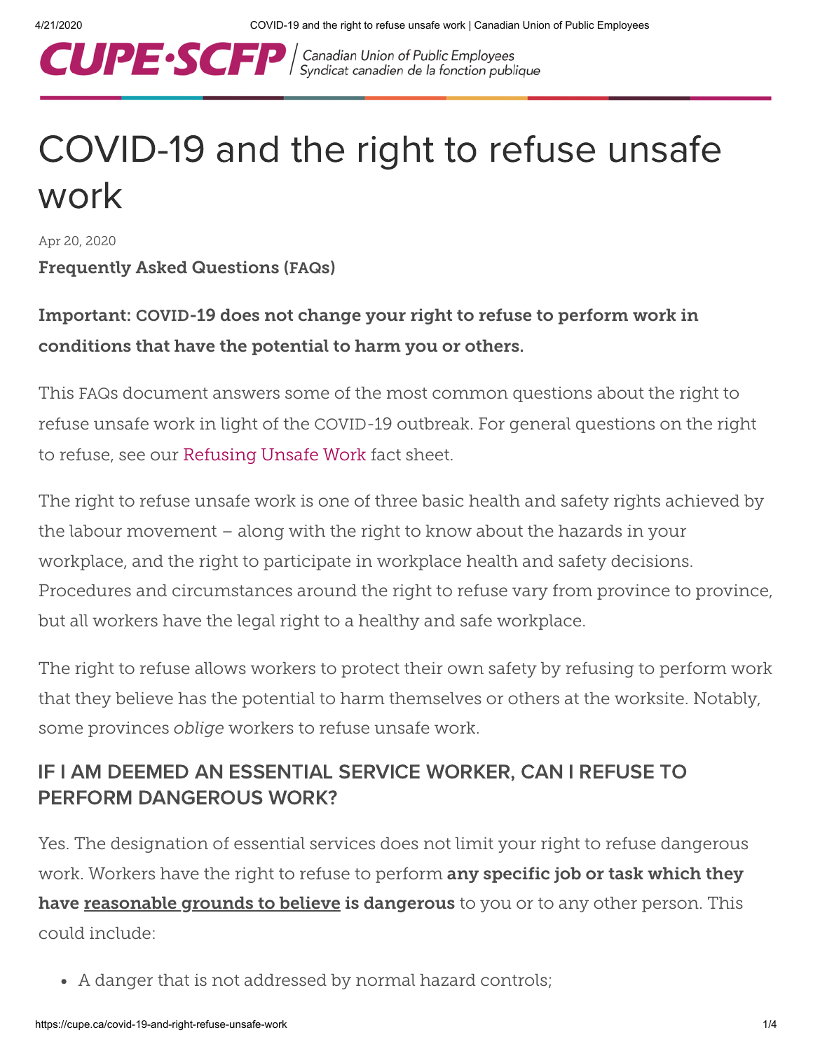CUPE·SCFP | Canadian Union of Public Employees
Syndicat canadien de la fonction publique

# COVID-19 and the right to refuse unsafe work

Apr 20, 2020

**Frequently Asked Questions (FAQs)**

**Important: COVID-19 does not change your right to refuse to perform work in conditions that have the potential to harm you or others.**

This FAQs document answers some of the most common questions about the right to refuse unsafe work in light of the COVID-19 outbreak. For general questions on the right to refuse, see our Refusing Unsafe Work fact sheet.

The right to refuse unsafe work is one of three basic health and safety rights achieved by the labour movement – along with the right to know about the hazards in your workplace, and the right to participate in workplace health and safety decisions. Procedures and circumstances around the right to refuse vary from province to province, but all workers have the legal right to a healthy and safe workplace.

The right to refuse allows workers to protect their own safety by refusing to perform work that they believe has the potential to harm themselves or others at the worksite. Notably, some provinces *oblige* workers to refuse unsafe work.

## IF I AM DEEMED AN ESSENTIAL SERVICE WORKER, CAN I REFUSE TO PERFORM DANGEROUS WORK?

Yes. The designation of essential services does not limit your right to refuse dangerous work. Workers have the right to refuse to perform **any specific job or task which they have reasonable grounds to believe is dangerous** to you or to any other person. This could include:

- A danger that is not addressed by normal hazard controls;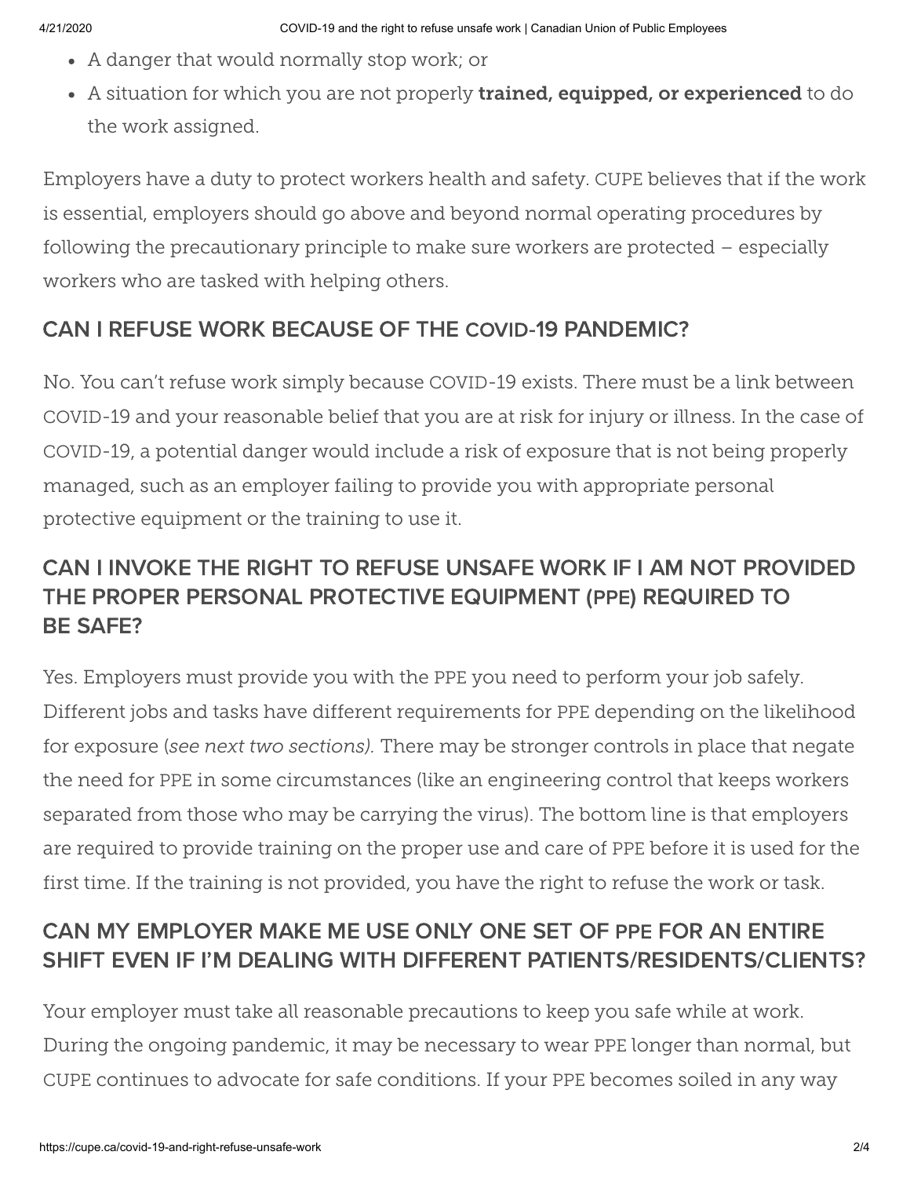- A danger that would normally stop work; or
- A situation for which you are not properly **trained, equipped, or experienced** to do the work assigned.

Employers have a duty to protect workers health and safety. CUPE believes that if the work is essential, employers should go above and beyond normal operating procedures by following the precautionary principle to make sure workers are protected – especially workers who are tasked with helping others.

## CAN I REFUSE WORK BECAUSE OF THE COVID-19 PANDEMIC?

No. You can't refuse work simply because COVID-19 exists. There must be a link between COVID-19 and your reasonable belief that you are at risk for injury or illness. In the case of COVID-19, a potential danger would include a risk of exposure that is not being properly managed, such as an employer failing to provide you with appropriate personal protective equipment or the training to use it.

## CAN I INVOKE THE RIGHT TO REFUSE UNSAFE WORK IF I AM NOT PROVIDED THE PROPER PERSONAL PROTECTIVE EQUIPMENT (PPE) REQUIRED TO BE SAFE?

Yes. Employers must provide you with the PPE you need to perform your job safely. Different jobs and tasks have different requirements for PPE depending on the likelihood for exposure (*see next two sections).* There may be stronger controls in place that negate the need for PPE in some circumstances (like an engineering control that keeps workers separated from those who may be carrying the virus). The bottom line is that employers are required to provide training on the proper use and care of PPE before it is used for the first time. If the training is not provided, you have the right to refuse the work or task.

## CAN MY EMPLOYER MAKE ME USE ONLY ONE SET OF PPE FOR AN ENTIRE SHIFT EVEN IF I'M DEALING WITH DIFFERENT PATIENTS/RESIDENTS/CLIENTS?

Your employer must take all reasonable precautions to keep you safe while at work. During the ongoing pandemic, it may be necessary to wear PPE longer than normal, but CUPE continues to advocate for safe conditions. If your PPE becomes soiled in any way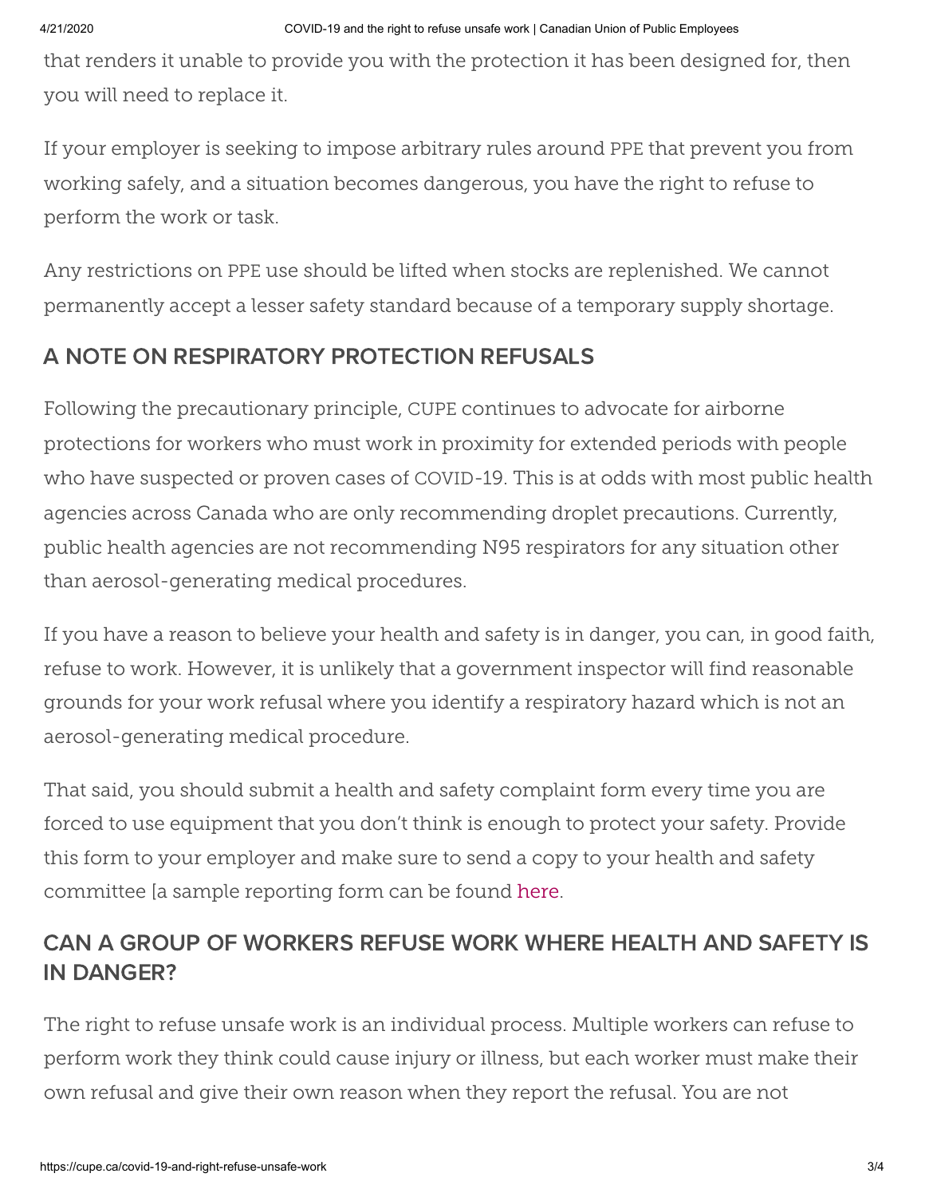that renders it unable to provide you with the protection it has been designed for, then you will need to replace it.

If your employer is seeking to impose arbitrary rules around PPE that prevent you from working safely, and a situation becomes dangerous, you have the right to refuse to perform the work or task.

Any restrictions on PPE use should be lifted when stocks are replenished. We cannot permanently accept a lesser safety standard because of a temporary supply shortage.

## A NOTE ON RESPIRATORY PROTECTION REFUSALS

Following the precautionary principle, CUPE continues to advocate for airborne protections for workers who must work in proximity for extended periods with people who have suspected or proven cases of COVID-19. This is at odds with most public health agencies across Canada who are only recommending droplet precautions. Currently, public health agencies are not recommending N95 respirators for any situation other than aerosol-generating medical procedures.

If you have a reason to believe your health and safety is in danger, you can, in good faith, refuse to work. However, it is unlikely that a government inspector will find reasonable grounds for your work refusal where you identify a respiratory hazard which is not an aerosol-generating medical procedure.

That said, you should submit a health and safety complaint form every time you are forced to use equipment that you don't think is enough to protect your safety. Provide this form to your employer and make sure to send a copy to your health and safety committee [a sample reporting form can be found here.

## CAN A GROUP OF WORKERS REFUSE WORK WHERE HEALTH AND SAFETY IS IN DANGER?

The right to refuse unsafe work is an individual process. Multiple workers can refuse to perform work they think could cause injury or illness, but each worker must make their own refusal and give their own reason when they report the refusal. You are not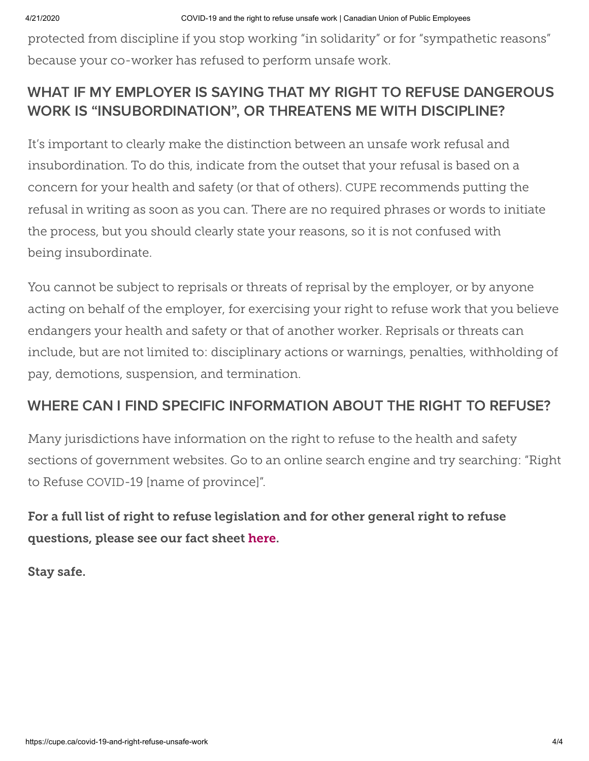protected from discipline if you stop working "in solidarity" or for "sympathetic reasons" because your co-worker has refused to perform unsafe work.

## WHAT IF MY EMPLOYER IS SAYING THAT MY RIGHT TO REFUSE DANGEROUS WORK IS "INSUBORDINATION", OR THREATENS ME WITH DISCIPLINE?

It's important to clearly make the distinction between an unsafe work refusal and insubordination. To do this, indicate from the outset that your refusal is based on a concern for your health and safety (or that of others). CUPE recommends putting the refusal in writing as soon as you can. There are no required phrases or words to initiate the process, but you should clearly state your reasons, so it is not confused with being insubordinate.

You cannot be subject to reprisals or threats of reprisal by the employer, or by anyone acting on behalf of the employer, for exercising your right to refuse work that you believe endangers your health and safety or that of another worker. Reprisals or threats can include, but are not limited to: disciplinary actions or warnings, penalties, withholding of pay, demotions, suspension, and termination.

## WHERE CAN I FIND SPECIFIC INFORMATION ABOUT THE RIGHT TO REFUSE?

Many jurisdictions have information on the right to refuse to the health and safety sections of government websites. Go to an online search engine and try searching: "Right to Refuse COVID-19 [name of province]".

**For a full list of right to refuse legislation and for other general right to refuse questions, please see our fact sheet here.**

**Stay safe.**